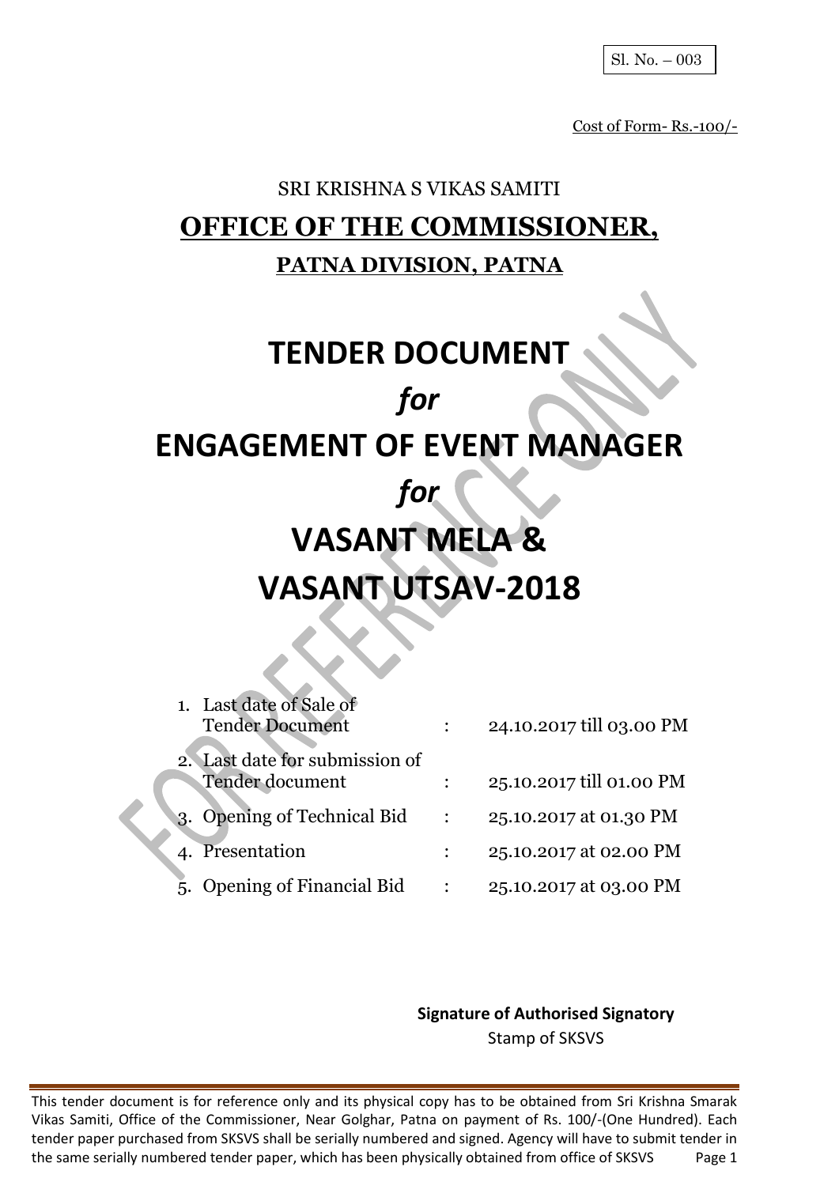Sl. No. – 003

Cost of Form- Rs.-100/-

SRI KRISHNA S VIKAS SAMITI

# OFFICE OF THE COMMISSIONER,

## PATNA DIVISION, PATNA

# TENDER DOCUMENT

# *for*

# ENGAGEMENT OF EVENT MANAGER

# *for*

# VASANT MELA & VASANT UTSAV-2018

| | | | |
|---|---|---|---|
| 1. | Last date of Sale of Tender Document | : | 24.10.2017 till 03.00 PM |
| 2. | Last date for submission of Tender document | : | 25.10.2017 till 01.00 PM |
| 3. | Opening of Technical Bid | : | 25.10.2017 at 01.30 PM |
| 4. | Presentation | : | 25.10.2017 at 02.00 PM |
| 5. | Opening of Financial Bid | : | 25.10.2017 at 03.00 PM |

**Signature of Authorised Signatory**

Stamp of SKSVS

This tender document is for reference only and its physical copy has to be obtained from Sri Krishna Smarak Vikas Samiti, Office of the Commissioner, Near Golghar, Patna on payment of Rs. 100/-(One Hundred). Each tender paper purchased from SKSVS shall be serially numbered and signed. Agency will have to submit tender in the same serially numbered tender paper, which has been physically obtained from office of SKSVS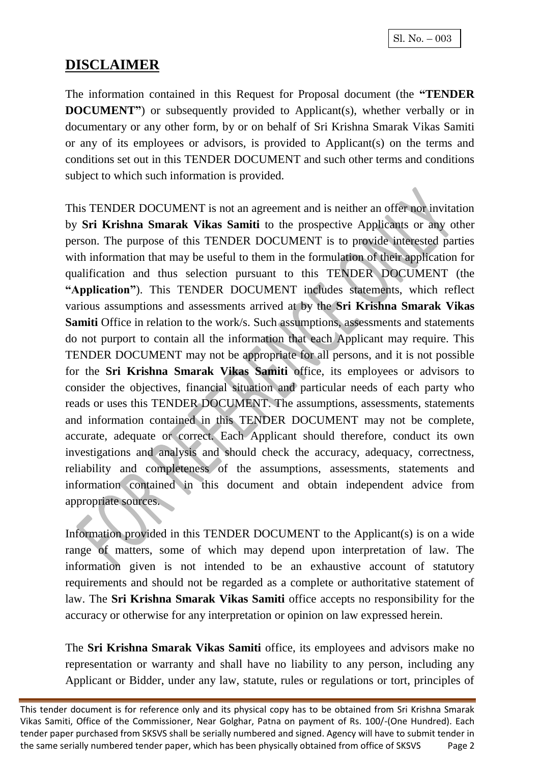Sl. No. – 003

## DISCLAIMER

The information contained in this Request for Proposal document (the **"TENDER DOCUMENT"**) or subsequently provided to Applicant(s), whether verbally or in documentary or any other form, by or on behalf of Sri Krishna Smarak Vikas Samiti or any of its employees or advisors, is provided to Applicant(s) on the terms and conditions set out in this TENDER DOCUMENT and such other terms and conditions subject to which such information is provided.

This TENDER DOCUMENT is not an agreement and is neither an offer nor invitation by **Sri Krishna Smarak Vikas Samiti** to the prospective Applicants or any other person. The purpose of this TENDER DOCUMENT is to provide interested parties with information that may be useful to them in the formulation of their application for qualification and thus selection pursuant to this TENDER DOCUMENT (the **"Application"**). This TENDER DOCUMENT includes statements, which reflect various assumptions and assessments arrived at by the **Sri Krishna Smarak Vikas Samiti** Office in relation to the work/s. Such assumptions, assessments and statements do not purport to contain all the information that each Applicant may require. This TENDER DOCUMENT may not be appropriate for all persons, and it is not possible for the **Sri Krishna Smarak Vikas Samiti** office, its employees or advisors to consider the objectives, financial situation and particular needs of each party who reads or uses this TENDER DOCUMENT. The assumptions, assessments, statements and information contained in this TENDER DOCUMENT may not be complete, accurate, adequate or correct. Each Applicant should therefore, conduct its own investigations and analysis and should check the accuracy, adequacy, correctness, reliability and completeness of the assumptions, assessments, statements and information contained in this document and obtain independent advice from appropriate sources.

Information provided in this TENDER DOCUMENT to the Applicant(s) is on a wide range of matters, some of which may depend upon interpretation of law. The information given is not intended to be an exhaustive account of statutory requirements and should not be regarded as a complete or authoritative statement of law. The **Sri Krishna Smarak Vikas Samiti** office accepts no responsibility for the accuracy or otherwise for any interpretation or opinion on law expressed herein.

The **Sri Krishna Smarak Vikas Samiti** office, its employees and advisors make no representation or warranty and shall have no liability to any person, including any Applicant or Bidder, under any law, statute, rules or regulations or tort, principles of

This tender document is for reference only and its physical copy has to be obtained from Sri Krishna Smarak Vikas Samiti, Office of the Commissioner, Near Golghar, Patna on payment of Rs. 100/-(One Hundred). Each tender paper purchased from SKSVS shall be serially numbered and signed. Agency will have to submit tender in the same serially numbered tender paper, which has been physically obtained from office of SKSVS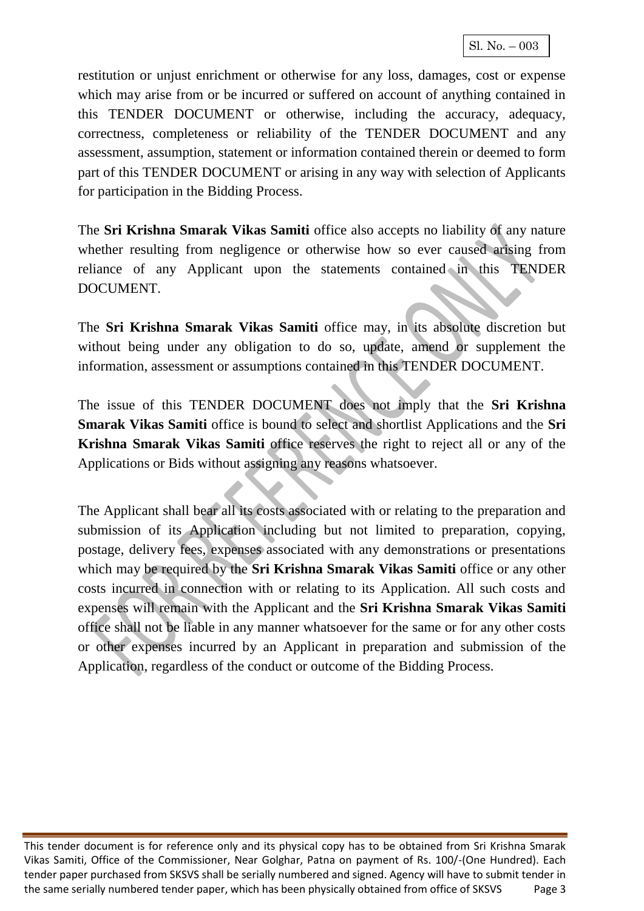restitution or unjust enrichment or otherwise for any loss, damages, cost or expense which may arise from or be incurred or suffered on account of anything contained in this TENDER DOCUMENT or otherwise, including the accuracy, adequacy, correctness, completeness or reliability of the TENDER DOCUMENT and any assessment, assumption, statement or information contained therein or deemed to form part of this TENDER DOCUMENT or arising in any way with selection of Applicants for participation in the Bidding Process.

The **Sri Krishna Smarak Vikas Samiti** office also accepts no liability of any nature whether resulting from negligence or otherwise how so ever caused arising from reliance of any Applicant upon the statements contained in this TENDER DOCUMENT.

The **Sri Krishna Smarak Vikas Samiti** office may, in its absolute discretion but without being under any obligation to do so, update, amend or supplement the information, assessment or assumptions contained in this TENDER DOCUMENT.

The issue of this TENDER DOCUMENT does not imply that the **Sri Krishna Smarak Vikas Samiti** office is bound to select and shortlist Applications and the **Sri Krishna Smarak Vikas Samiti** office reserves the right to reject all or any of the Applications or Bids without assigning any reasons whatsoever.

The Applicant shall bear all its costs associated with or relating to the preparation and submission of its Application including but not limited to preparation, copying, postage, delivery fees, expenses associated with any demonstrations or presentations which may be required by the **Sri Krishna Smarak Vikas Samiti** office or any other costs incurred in connection with or relating to its Application. All such costs and expenses will remain with the Applicant and the **Sri Krishna Smarak Vikas Samiti** office shall not be liable in any manner whatsoever for the same or for any other costs or other expenses incurred by an Applicant in preparation and submission of the Application, regardless of the conduct or outcome of the Bidding Process.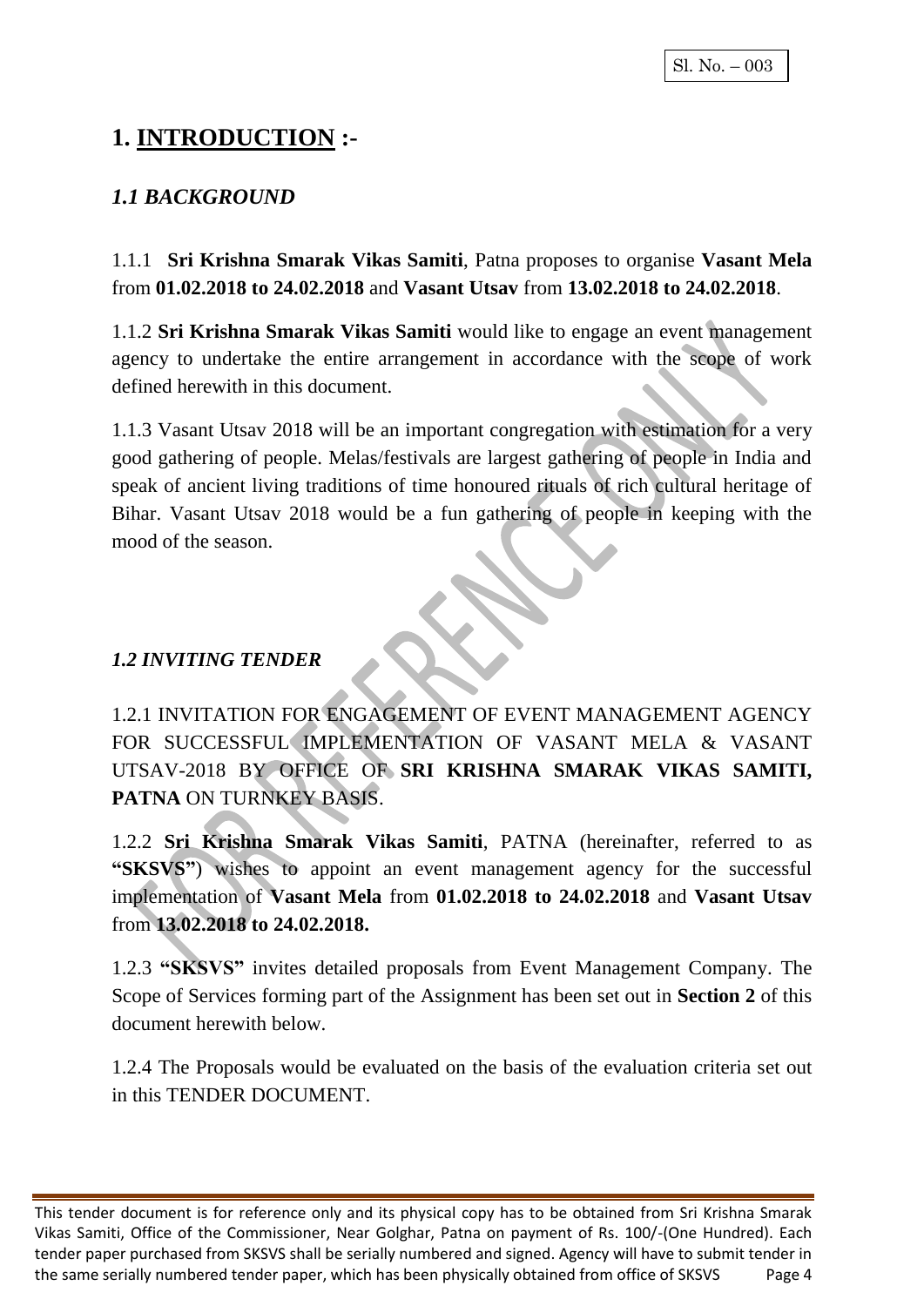Sl. No. – 003

# 1. <u>INTRODUCTION</u> :-

## *1.1 BACKGROUND*

1.1.1 **Sri Krishna Smarak Vikas Samiti**, Patna proposes to organise **Vasant Mela** from **01.02.2018 to 24.02.2018** and **Vasant Utsav** from **13.02.2018 to 24.02.2018**.

1.1.2 **Sri Krishna Smarak Vikas Samiti** would like to engage an event management agency to undertake the entire arrangement in accordance with the scope of work defined herewith in this document.

1.1.3 Vasant Utsav 2018 will be an important congregation with estimation for a very good gathering of people. Melas/festivals are largest gathering of people in India and speak of ancient living traditions of time honoured rituals of rich cultural heritage of Bihar. Vasant Utsav 2018 would be a fun gathering of people in keeping with the mood of the season.

## *1.2 INVITING TENDER*

1.2.1 INVITATION FOR ENGAGEMENT OF EVENT MANAGEMENT AGENCY FOR SUCCESSFUL IMPLEMENTATION OF VASANT MELA & VASANT UTSAV-2018 BY OFFICE OF **SRI KRISHNA SMARAK VIKAS SAMITI, PATNA** ON TURNKEY BASIS.

1.2.2 **Sri Krishna Smarak Vikas Samiti**, PATNA (hereinafter, referred to as **"SKSVS"**) wishes to appoint an event management agency for the successful implementation of **Vasant Mela** from **01.02.2018 to 24.02.2018** and **Vasant Utsav** from **13.02.2018 to 24.02.2018.**

1.2.3 **"SKSVS"** invites detailed proposals from Event Management Company. The Scope of Services forming part of the Assignment has been set out in **Section 2** of this document herewith below.

1.2.4 The Proposals would be evaluated on the basis of the evaluation criteria set out in this TENDER DOCUMENT.

This tender document is for reference only and its physical copy has to be obtained from Sri Krishna Smarak Vikas Samiti, Office of the Commissioner, Near Golghar, Patna on payment of Rs. 100/-(One Hundred). Each tender paper purchased from SKSVS shall be serially numbered and signed. Agency will have to submit tender in the same serially numbered tender paper, which has been physically obtained from office of SKSVS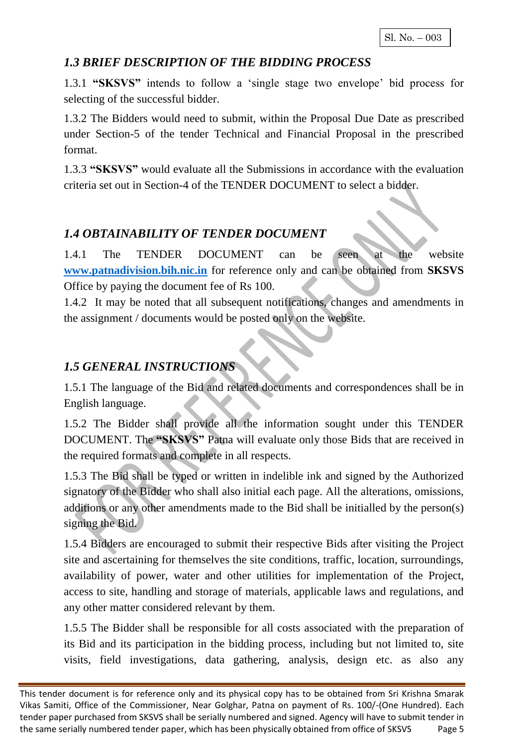### *1.3 BRIEF DESCRIPTION OF THE BIDDING PROCESS*

1.3.1 **"SKSVS"** intends to follow a 'single stage two envelope' bid process for selecting of the successful bidder.

1.3.2 The Bidders would need to submit, within the Proposal Due Date as prescribed under Section-5 of the tender Technical and Financial Proposal in the prescribed format.

1.3.3 **"SKSVS"** would evaluate all the Submissions in accordance with the evaluation criteria set out in Section-4 of the TENDER DOCUMENT to select a bidder.

### *1.4 OBTAINABILITY OF TENDER DOCUMENT*

1.4.1 The TENDER DOCUMENT can be seen at the website [www.patnadivision.bih.nic.in](www.patnadivision.bih.nic.in) for reference only and can be obtained from **SKSVS** Office by paying the document fee of Rs 100.

1.4.2 It may be noted that all subsequent notifications, changes and amendments in the assignment / documents would be posted only on the website.

### *1.5 GENERAL INSTRUCTIONS*

1.5.1 The language of the Bid and related documents and correspondences shall be in English language.

1.5.2 The Bidder shall provide all the information sought under this TENDER DOCUMENT. The **"SKSVS"** Patna will evaluate only those Bids that are received in the required formats and complete in all respects.

1.5.3 The Bid shall be typed or written in indelible ink and signed by the Authorized signatory of the Bidder who shall also initial each page. All the alterations, omissions, additions or any other amendments made to the Bid shall be initialled by the person(s) signing the Bid.

1.5.4 Bidders are encouraged to submit their respective Bids after visiting the Project site and ascertaining for themselves the site conditions, traffic, location, surroundings, availability of power, water and other utilities for implementation of the Project, access to site, handling and storage of materials, applicable laws and regulations, and any other matter considered relevant by them.

1.5.5 The Bidder shall be responsible for all costs associated with the preparation of its Bid and its participation in the bidding process, including but not limited to, site visits, field investigations, data gathering, analysis, design etc. as also any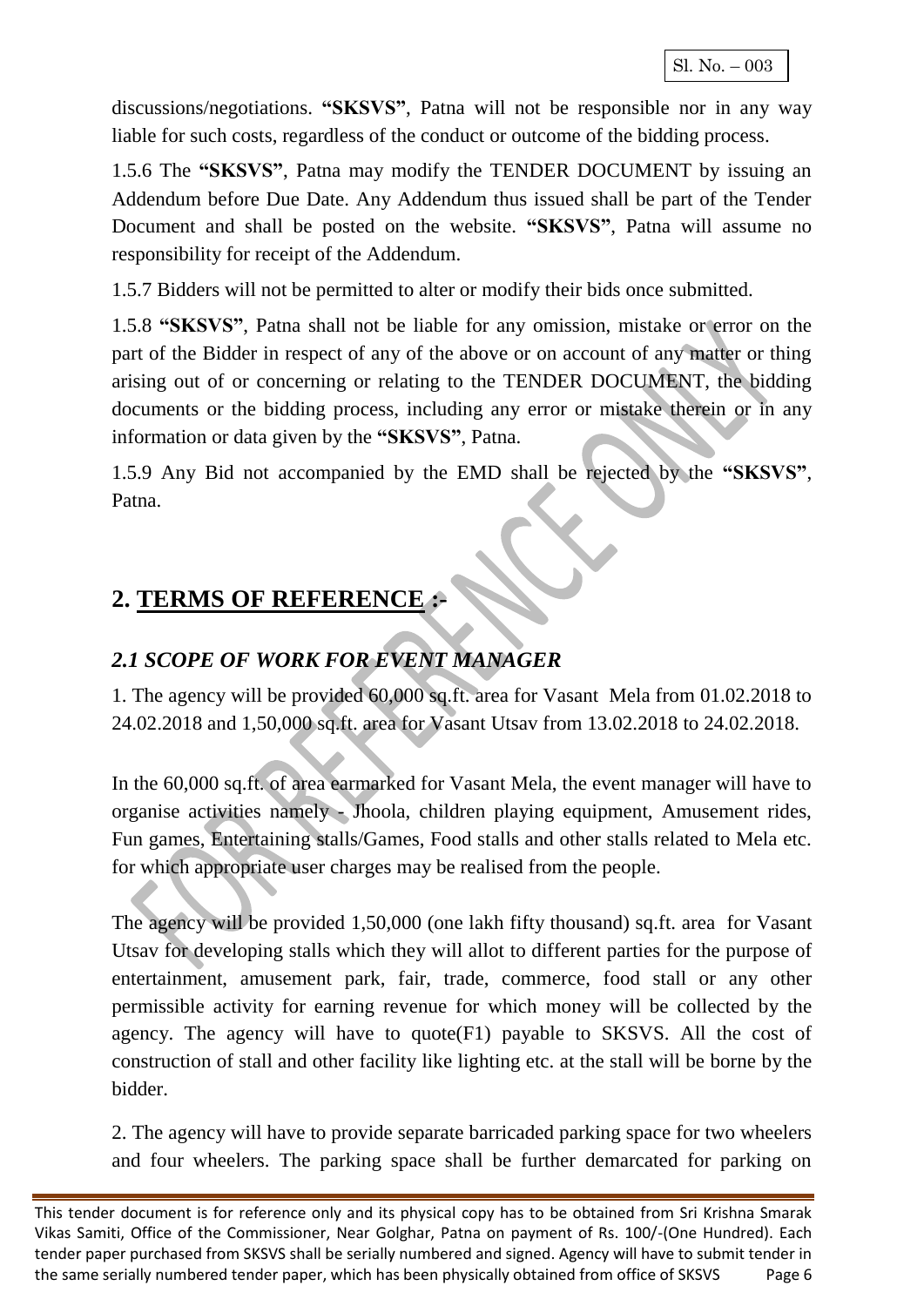discussions/negotiations. **"SKSVS"**, Patna will not be responsible nor in any way liable for such costs, regardless of the conduct or outcome of the bidding process.

1.5.6 The **"SKSVS"**, Patna may modify the TENDER DOCUMENT by issuing an Addendum before Due Date. Any Addendum thus issued shall be part of the Tender Document and shall be posted on the website. **"SKSVS"**, Patna will assume no responsibility for receipt of the Addendum.

1.5.7 Bidders will not be permitted to alter or modify their bids once submitted.

1.5.8 **"SKSVS"**, Patna shall not be liable for any omission, mistake or error on the part of the Bidder in respect of any of the above or on account of any matter or thing arising out of or concerning or relating to the TENDER DOCUMENT, the bidding documents or the bidding process, including any error or mistake therein or in any information or data given by the **"SKSVS"**, Patna.

1.5.9 Any Bid not accompanied by the EMD shall be rejected by the **"SKSVS"**, Patna.

## 2. TERMS OF REFERENCE :-

### *2.1 SCOPE OF WORK FOR EVENT MANAGER*

1. The agency will be provided 60,000 sq.ft. area for Vasant Mela from 01.02.2018 to 24.02.2018 and 1,50,000 sq.ft. area for Vasant Utsav from 13.02.2018 to 24.02.2018.

In the 60,000 sq.ft. of area earmarked for Vasant Mela, the event manager will have to organise activities namely - Jhoola, children playing equipment, Amusement rides, Fun games, Entertaining stalls/Games, Food stalls and other stalls related to Mela etc. for which appropriate user charges may be realised from the people.

The agency will be provided 1,50,000 (one lakh fifty thousand) sq.ft. area for Vasant Utsav for developing stalls which they will allot to different parties for the purpose of entertainment, amusement park, fair, trade, commerce, food stall or any other permissible activity for earning revenue for which money will be collected by the agency. The agency will have to quote(F1) payable to SKSVS. All the cost of construction of stall and other facility like lighting etc. at the stall will be borne by the bidder.

2. The agency will have to provide separate barricaded parking space for two wheelers and four wheelers. The parking space shall be further demarcated for parking on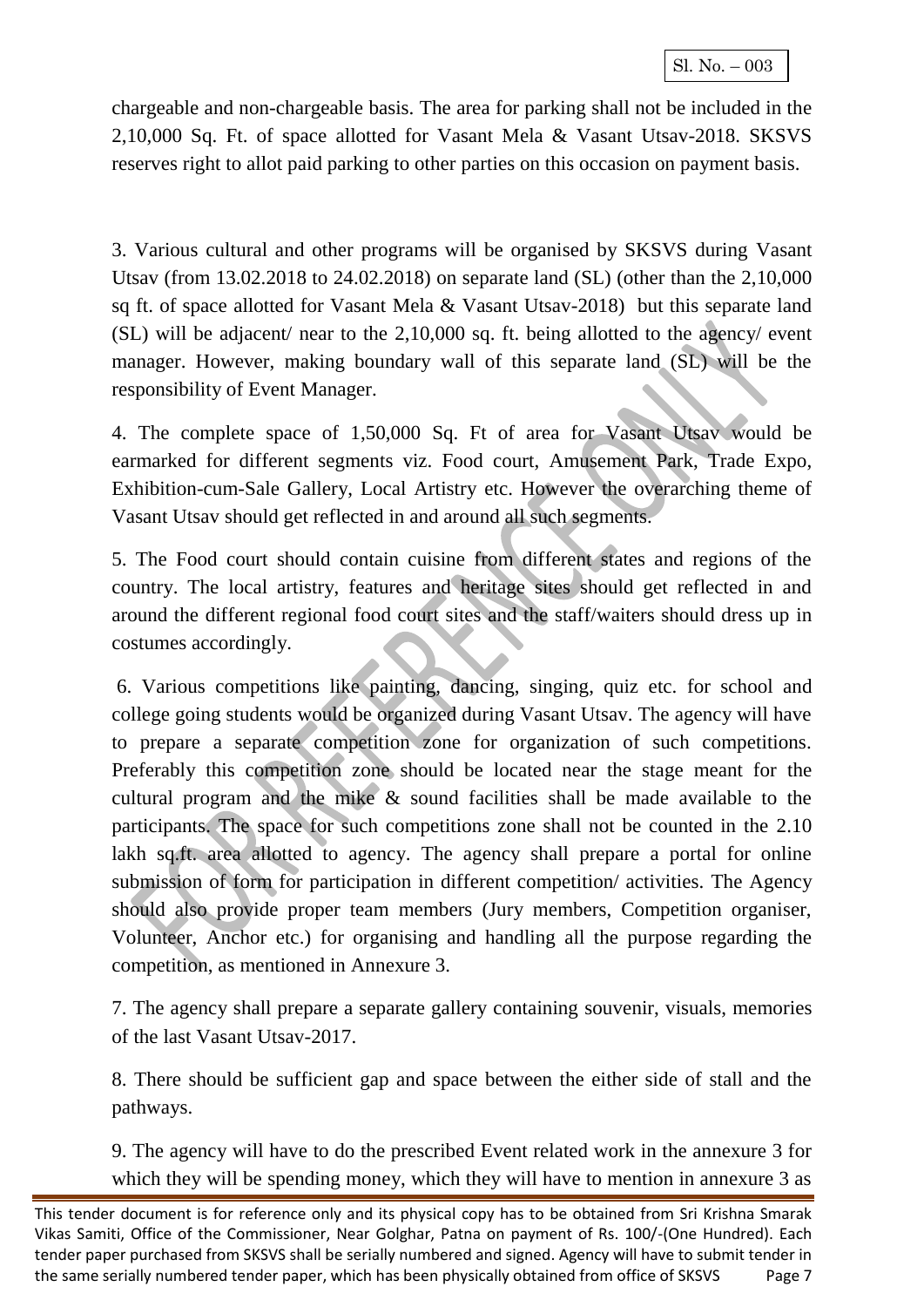chargeable and non-chargeable basis. The area for parking shall not be included in the 2,10,000 Sq. Ft. of space allotted for Vasant Mela & Vasant Utsav-2018. SKSVS reserves right to allot paid parking to other parties on this occasion on payment basis.

3. Various cultural and other programs will be organised by SKSVS during Vasant Utsav (from 13.02.2018 to 24.02.2018) on separate land (SL) (other than the 2,10,000 sq ft. of space allotted for Vasant Mela & Vasant Utsav-2018) but this separate land (SL) will be adjacent/ near to the 2,10,000 sq. ft. being allotted to the agency/ event manager. However, making boundary wall of this separate land (SL) will be the responsibility of Event Manager.

4. The complete space of 1,50,000 Sq. Ft of area for Vasant Utsav would be earmarked for different segments viz. Food court, Amusement Park, Trade Expo, Exhibition-cum-Sale Gallery, Local Artistry etc. However the overarching theme of Vasant Utsav should get reflected in and around all such segments.

5. The Food court should contain cuisine from different states and regions of the country. The local artistry, features and heritage sites should get reflected in and around the different regional food court sites and the staff/waiters should dress up in costumes accordingly.

6. Various competitions like painting, dancing, singing, quiz etc. for school and college going students would be organized during Vasant Utsav. The agency will have to prepare a separate competition zone for organization of such competitions. Preferably this competition zone should be located near the stage meant for the cultural program and the mike & sound facilities shall be made available to the participants. The space for such competitions zone shall not be counted in the 2.10 lakh sq.ft. area allotted to agency. The agency shall prepare a portal for online submission of form for participation in different competition/ activities. The Agency should also provide proper team members (Jury members, Competition organiser, Volunteer, Anchor etc.) for organising and handling all the purpose regarding the competition, as mentioned in Annexure 3.

7. The agency shall prepare a separate gallery containing souvenir, visuals, memories of the last Vasant Utsav-2017.

8. There should be sufficient gap and space between the either side of stall and the pathways.

9. The agency will have to do the prescribed Event related work in the annexure 3 for which they will be spending money, which they will have to mention in annexure 3 as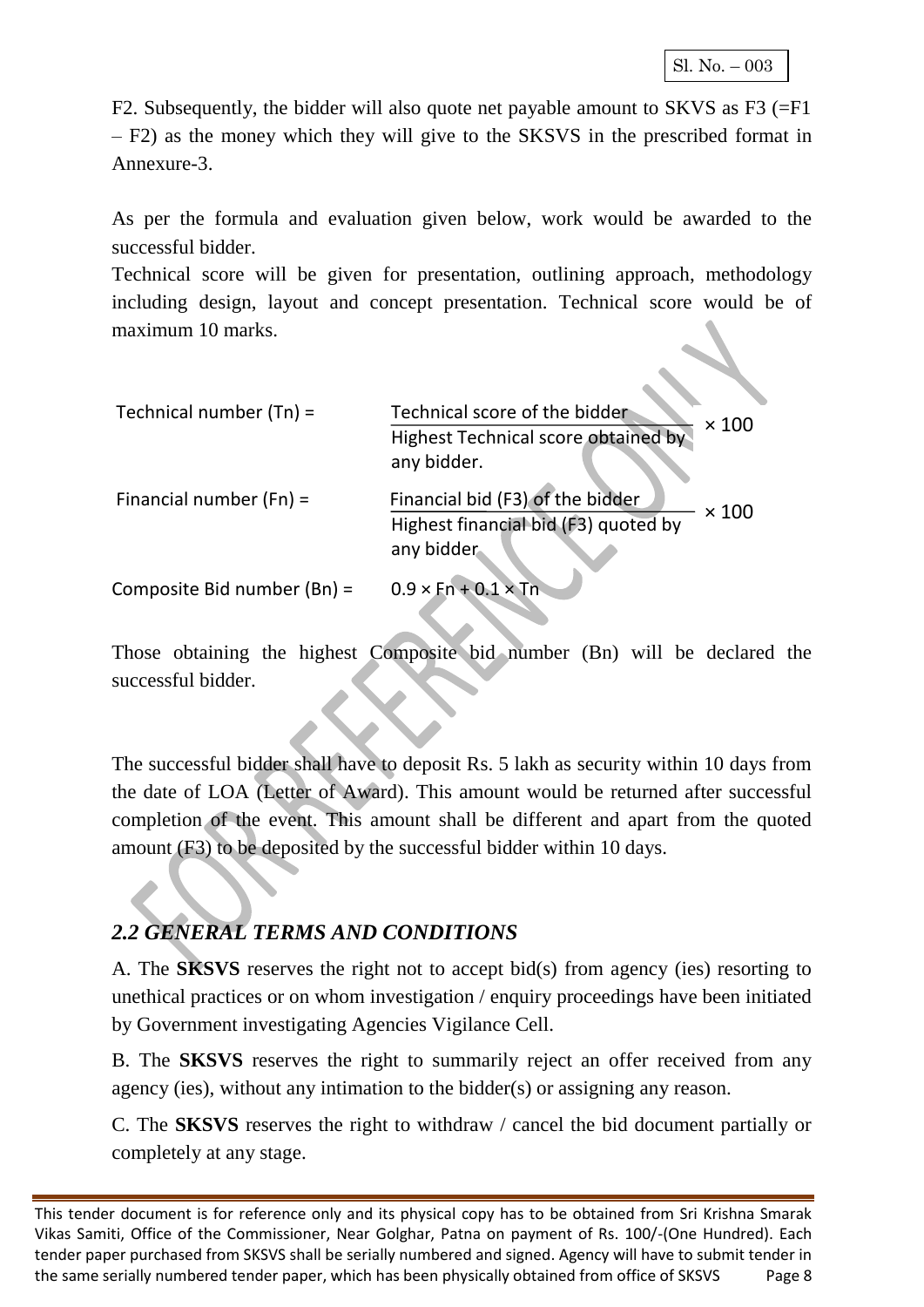F2. Subsequently, the bidder will also quote net payable amount to SKVS as F3 (=F1 – F2) as the money which they will give to the SKSVS in the prescribed format in Annexure-3.

As per the formula and evaluation given below, work would be awarded to the successful bidder.

Technical score will be given for presentation, outlining approach, methodology including design, layout and concept presentation. Technical score would be of maximum 10 marks.

$$\text{Technical number (Tn)} = \frac{\text{Technical score of the bidder}}{\text{Highest Technical score obtained by any bidder.}} \times 100$$

$$\text{Financial number (Fn)} = \frac{\text{Financial bid (F3) of the bidder}}{\text{Highest financial bid (F3) quoted by any bidder}} \times 100$$

$$\text{Composite Bid number (Bn)} = 0.9 \times Fn + 0.1 \times Tn$$

Those obtaining the highest Composite bid number (Bn) will be declared the successful bidder.

The successful bidder shall have to deposit Rs. 5 lakh as security within 10 days from the date of LOA (Letter of Award). This amount would be returned after successful completion of the event. This amount shall be different and apart from the quoted amount (F3) to be deposited by the successful bidder within 10 days.

## *2.2 GENERAL TERMS AND CONDITIONS*

A. The **SKSVS** reserves the right not to accept bid(s) from agency (ies) resorting to unethical practices or on whom investigation / enquiry proceedings have been initiated by Government investigating Agencies Vigilance Cell.

B. The **SKSVS** reserves the right to summarily reject an offer received from any agency (ies), without any intimation to the bidder(s) or assigning any reason.

C. The **SKSVS** reserves the right to withdraw / cancel the bid document partially or completely at any stage.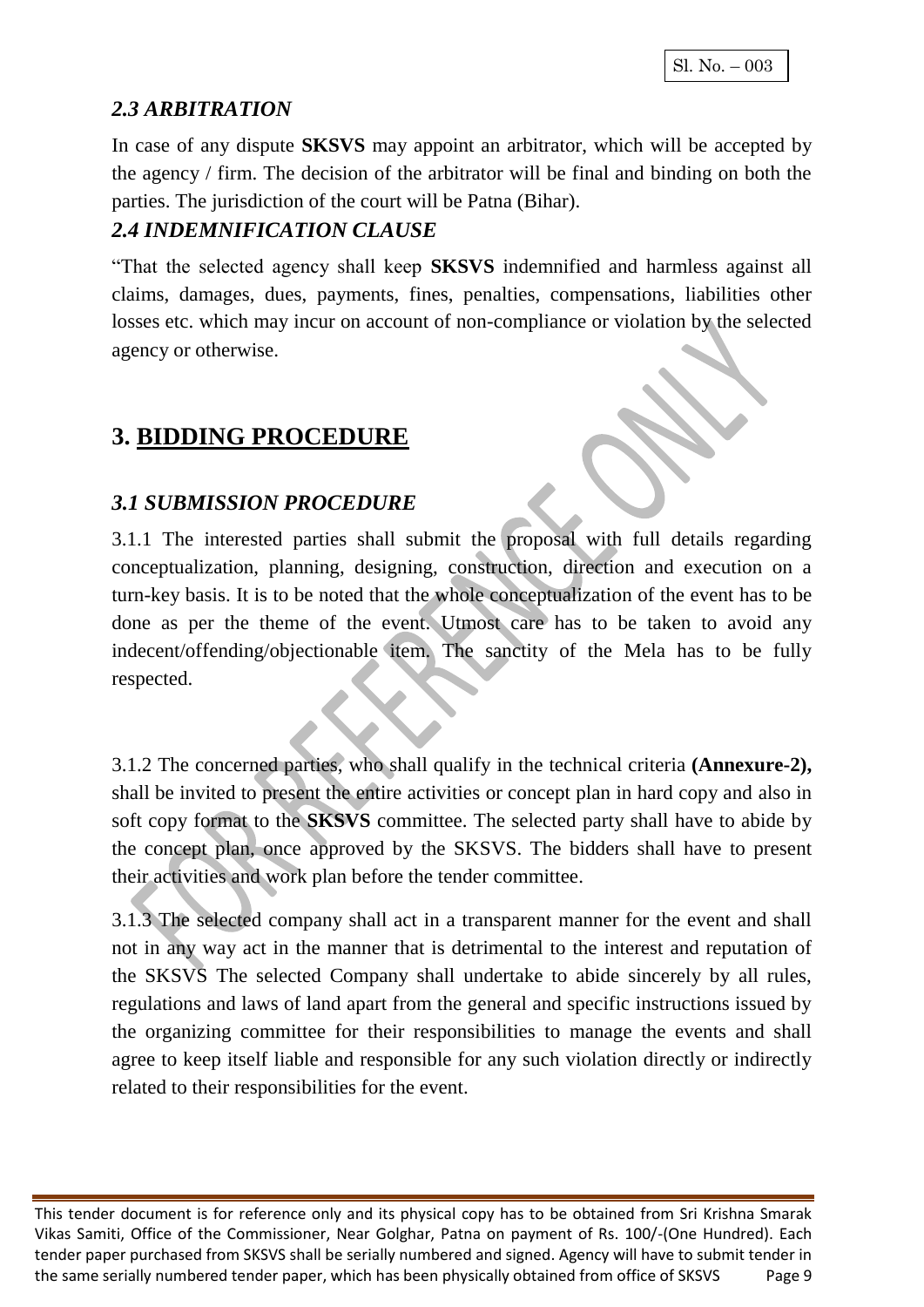### *2.3 ARBITRATION*

In case of any dispute **SKSVS** may appoint an arbitrator, which will be accepted by the agency / firm. The decision of the arbitrator will be final and binding on both the parties. The jurisdiction of the court will be Patna (Bihar).

### *2.4 INDEMNIFICATION CLAUSE*

"That the selected agency shall keep **SKSVS** indemnified and harmless against all claims, damages, dues, payments, fines, penalties, compensations, liabilities other losses etc. which may incur on account of non-compliance or violation by the selected agency or otherwise.

## 3. BIDDING PROCEDURE

### *3.1 SUBMISSION PROCEDURE*

3.1.1 The interested parties shall submit the proposal with full details regarding conceptualization, planning, designing, construction, direction and execution on a turn-key basis. It is to be noted that the whole conceptualization of the event has to be done as per the theme of the event. Utmost care has to be taken to avoid any indecent/offending/objectionable item. The sanctity of the Mela has to be fully respected.

3.1.2 The concerned parties, who shall qualify in the technical criteria **(Annexure-2),** shall be invited to present the entire activities or concept plan in hard copy and also in soft copy format to the **SKSVS** committee. The selected party shall have to abide by the concept plan, once approved by the SKSVS. The bidders shall have to present their activities and work plan before the tender committee.

3.1.3 The selected company shall act in a transparent manner for the event and shall not in any way act in the manner that is detrimental to the interest and reputation of the SKSVS The selected Company shall undertake to abide sincerely by all rules, regulations and laws of land apart from the general and specific instructions issued by the organizing committee for their responsibilities to manage the events and shall agree to keep itself liable and responsible for any such violation directly or indirectly related to their responsibilities for the event.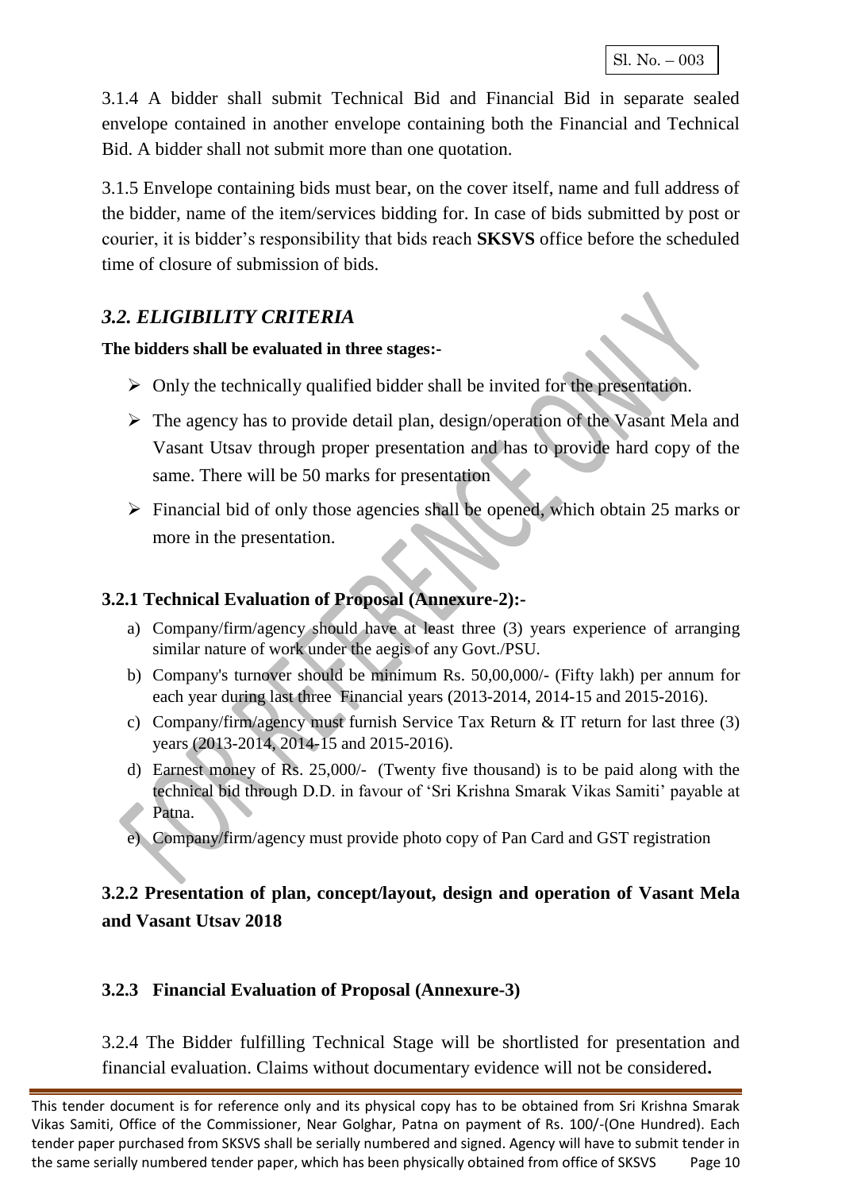3.1.4 A bidder shall submit Technical Bid and Financial Bid in separate sealed envelope contained in another envelope containing both the Financial and Technical Bid. A bidder shall not submit more than one quotation.

3.1.5 Envelope containing bids must bear, on the cover itself, name and full address of the bidder, name of the item/services bidding for. In case of bids submitted by post or courier, it is bidder's responsibility that bids reach **SKSVS** office before the scheduled time of closure of submission of bids.

## *3.2. ELIGIBILITY CRITERIA*

**The bidders shall be evaluated in three stages:-**

- Only the technically qualified bidder shall be invited for the presentation.
- The agency has to provide detail plan, design/operation of the Vasant Mela and Vasant Utsav through proper presentation and has to provide hard copy of the same. There will be 50 marks for presentation
- Financial bid of only those agencies shall be opened, which obtain 25 marks or more in the presentation.

### 3.2.1 Technical Evaluation of Proposal (Annexure-2):-

a) Company/firm/agency should have at least three (3) years experience of arranging similar nature of work under the aegis of any Govt./PSU.
b) Company's turnover should be minimum Rs. 50,00,000/- (Fifty lakh) per annum for each year during last three Financial years (2013-2014, 2014-15 and 2015-2016).
c) Company/firm/agency must furnish Service Tax Return & IT return for last three (3) years (2013-2014, 2014-15 and 2015-2016).
d) Earnest money of Rs. 25,000/- (Twenty five thousand) is to be paid along with the technical bid through D.D. in favour of 'Sri Krishna Smarak Vikas Samiti' payable at Patna.
e) Company/firm/agency must provide photo copy of Pan Card and GST registration

### 3.2.2 Presentation of plan, concept/layout, design and operation of Vasant Mela and Vasant Utsav 2018

### 3.2.3 Financial Evaluation of Proposal (Annexure-3)

3.2.4 The Bidder fulfilling Technical Stage will be shortlisted for presentation and financial evaluation. Claims without documentary evidence will not be considered**.**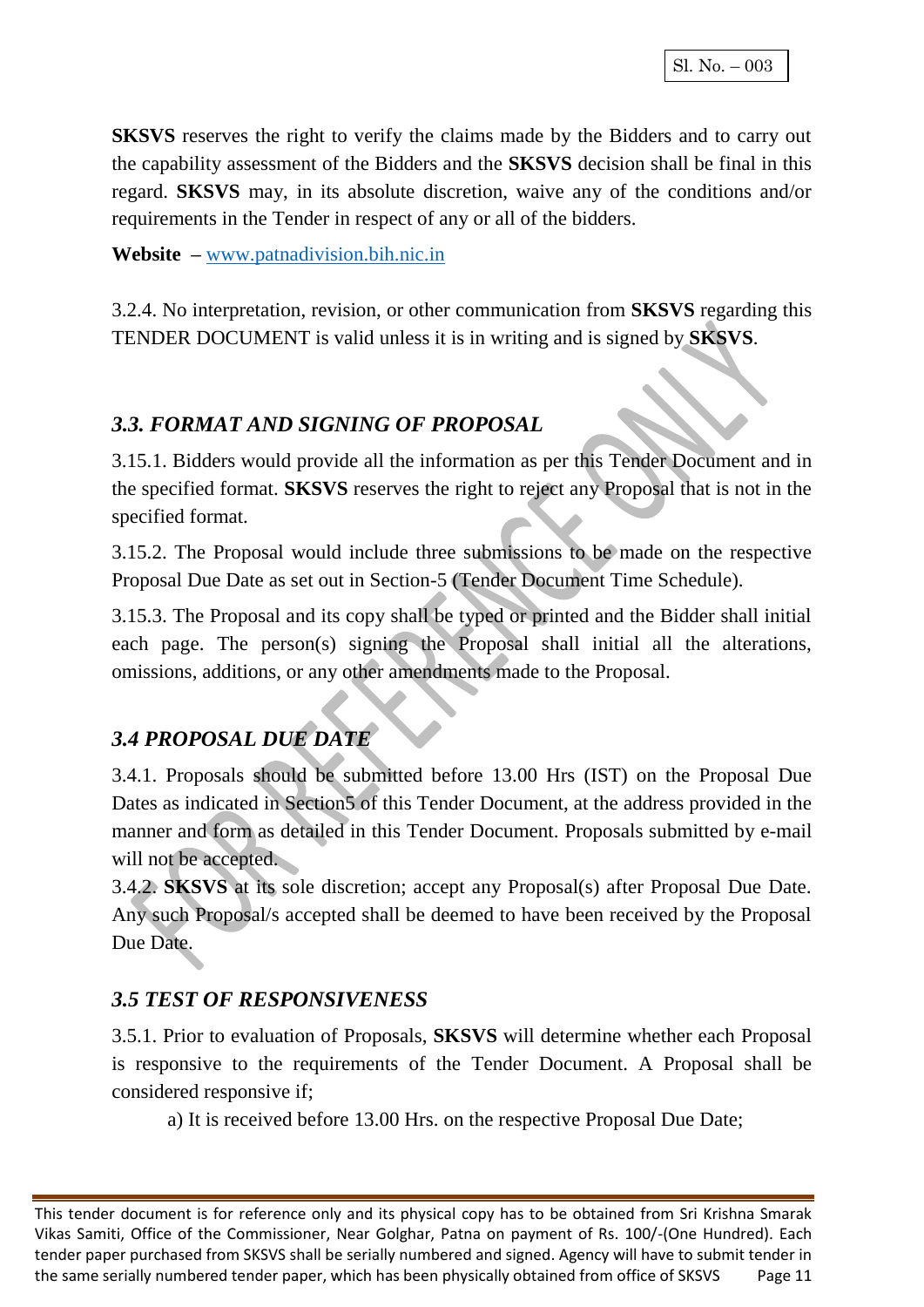**SKSVS** reserves the right to verify the claims made by the Bidders and to carry out the capability assessment of the Bidders and the **SKSVS** decision shall be final in this regard. **SKSVS** may, in its absolute discretion, waive any of the conditions and/or requirements in the Tender in respect of any or all of the bidders.

**Website** – www.patnadivision.bih.nic.in

3.2.4. No interpretation, revision, or other communication from **SKSVS** regarding this TENDER DOCUMENT is valid unless it is in writing and is signed by **SKSVS**.

### *3.3. FORMAT AND SIGNING OF PROPOSAL*

3.15.1. Bidders would provide all the information as per this Tender Document and in the specified format. **SKSVS** reserves the right to reject any Proposal that is not in the specified format.

3.15.2. The Proposal would include three submissions to be made on the respective Proposal Due Date as set out in Section-5 (Tender Document Time Schedule).

3.15.3. The Proposal and its copy shall be typed or printed and the Bidder shall initial each page. The person(s) signing the Proposal shall initial all the alterations, omissions, additions, or any other amendments made to the Proposal.

### *3.4 PROPOSAL DUE DATE*

3.4.1. Proposals should be submitted before 13.00 Hrs (IST) on the Proposal Due Dates as indicated in Section5 of this Tender Document, at the address provided in the manner and form as detailed in this Tender Document. Proposals submitted by e-mail will not be accepted.

3.4.2. **SKSVS** at its sole discretion; accept any Proposal(s) after Proposal Due Date. Any such Proposal/s accepted shall be deemed to have been received by the Proposal Due Date.

### *3.5 TEST OF RESPONSIVENESS*

3.5.1. Prior to evaluation of Proposals, **SKSVS** will determine whether each Proposal is responsive to the requirements of the Tender Document. A Proposal shall be considered responsive if;

a) It is received before 13.00 Hrs. on the respective Proposal Due Date;

This tender document is for reference only and its physical copy has to be obtained from Sri Krishna Smarak Vikas Samiti, Office of the Commissioner, Near Golghar, Patna on payment of Rs. 100/-(One Hundred). Each tender paper purchased from SKSVS shall be serially numbered and signed. Agency will have to submit tender in the same serially numbered tender paper, which has been physically obtained from office of SKSVS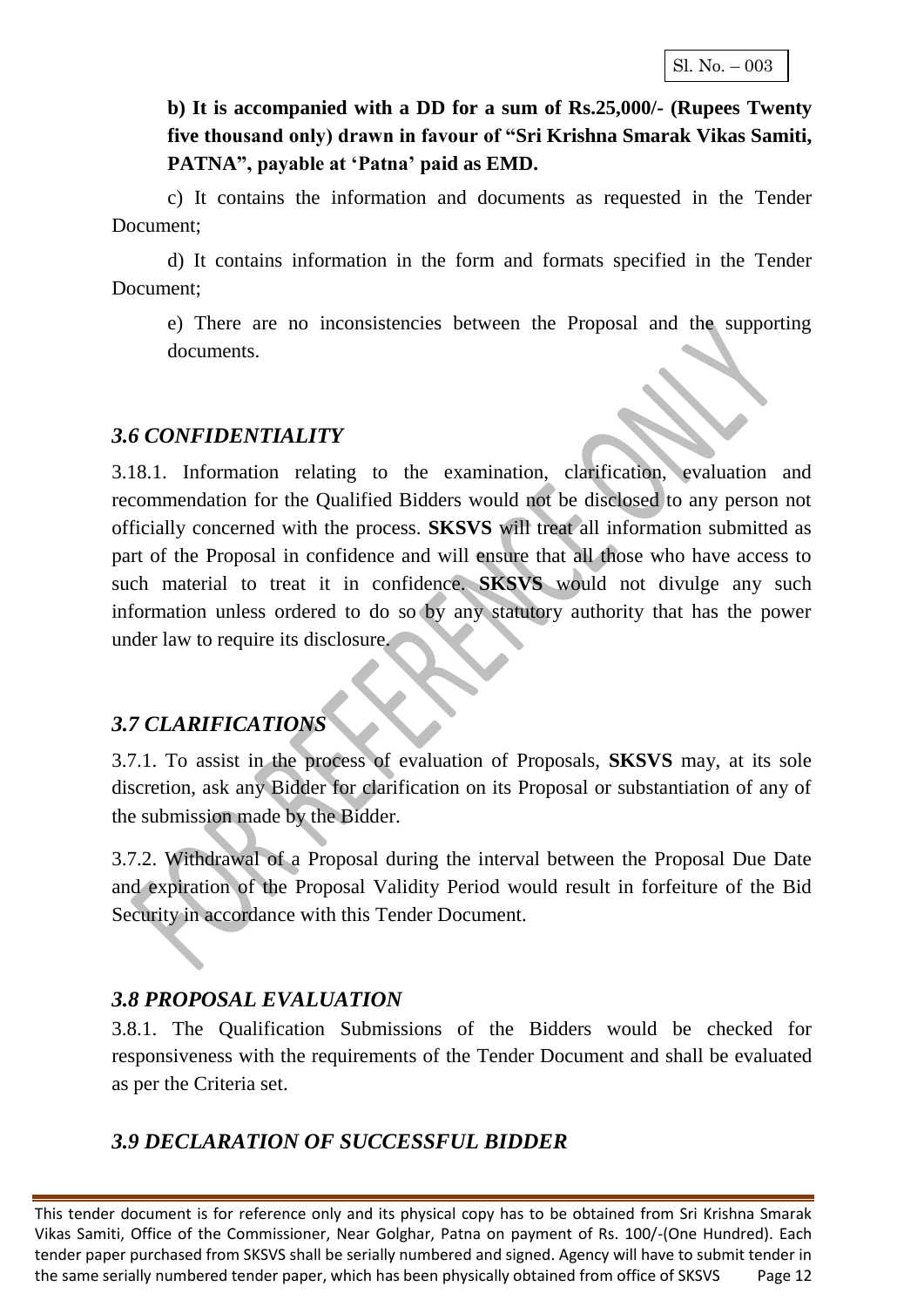**b) It is accompanied with a DD for a sum of Rs.25,000/- (Rupees Twenty five thousand only) drawn in favour of "Sri Krishna Smarak Vikas Samiti, PATNA", payable at 'Patna' paid as EMD.**

c) It contains the information and documents as requested in the Tender Document;

d) It contains information in the form and formats specified in the Tender Document;

e) There are no inconsistencies between the Proposal and the supporting documents.

### *3.6 CONFIDENTIALITY*

3.18.1. Information relating to the examination, clarification, evaluation and recommendation for the Qualified Bidders would not be disclosed to any person not officially concerned with the process. **SKSVS** will treat all information submitted as part of the Proposal in confidence and will ensure that all those who have access to such material to treat it in confidence. **SKSVS** would not divulge any such information unless ordered to do so by any statutory authority that has the power under law to require its disclosure.

### *3.7 CLARIFICATIONS*

3.7.1. To assist in the process of evaluation of Proposals, **SKSVS** may, at its sole discretion, ask any Bidder for clarification on its Proposal or substantiation of any of the submission made by the Bidder.

3.7.2. Withdrawal of a Proposal during the interval between the Proposal Due Date and expiration of the Proposal Validity Period would result in forfeiture of the Bid Security in accordance with this Tender Document.

### *3.8 PROPOSAL EVALUATION*

3.8.1. The Qualification Submissions of the Bidders would be checked for responsiveness with the requirements of the Tender Document and shall be evaluated as per the Criteria set.

### *3.9 DECLARATION OF SUCCESSFUL BIDDER*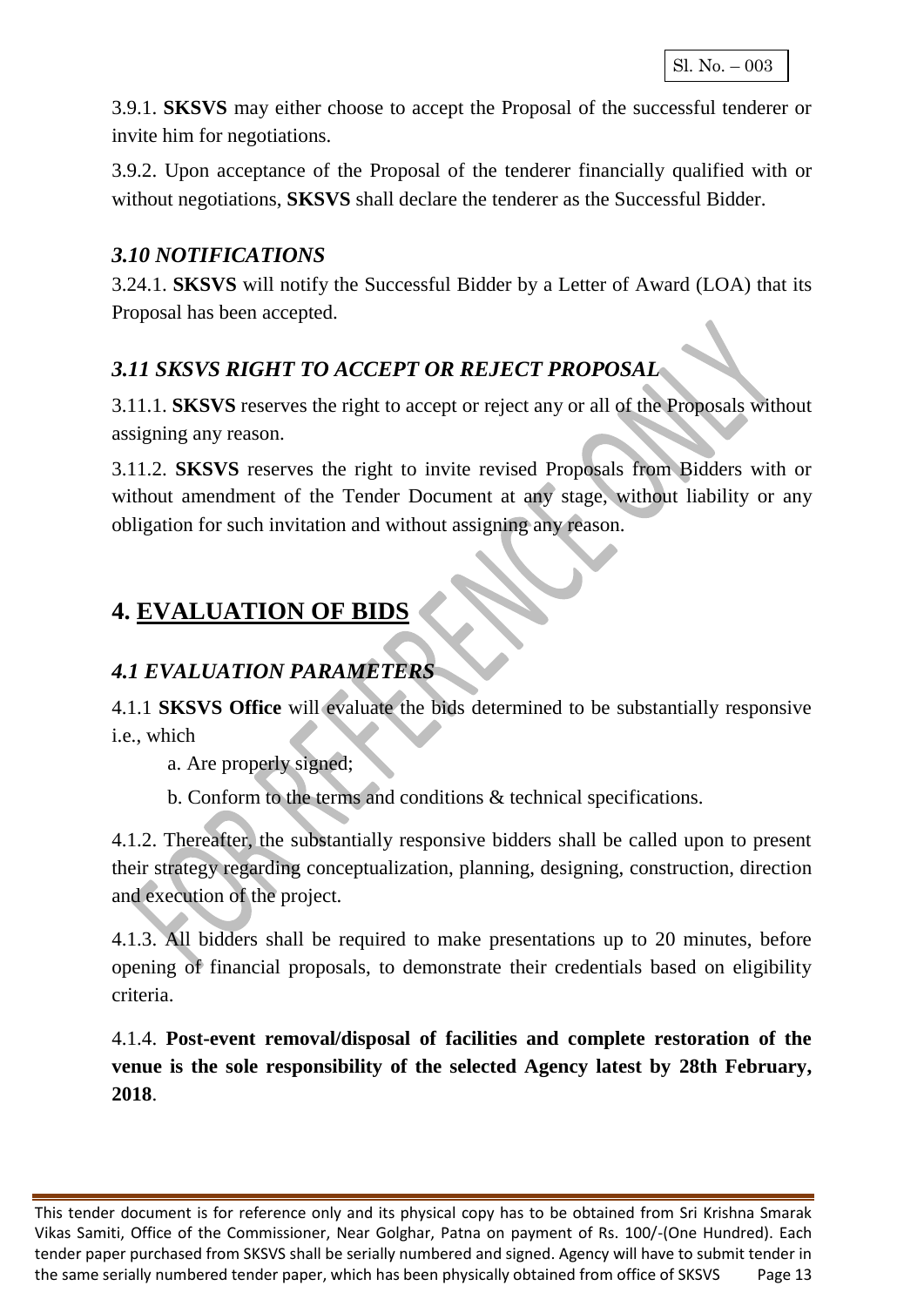3.9.1. **SKSVS** may either choose to accept the Proposal of the successful tenderer or invite him for negotiations.

3.9.2. Upon acceptance of the Proposal of the tenderer financially qualified with or without negotiations, **SKSVS** shall declare the tenderer as the Successful Bidder.

### *3.10 NOTIFICATIONS*

3.24.1. **SKSVS** will notify the Successful Bidder by a Letter of Award (LOA) that its Proposal has been accepted.

### *3.11 SKSVS RIGHT TO ACCEPT OR REJECT PROPOSAL*

3.11.1. **SKSVS** reserves the right to accept or reject any or all of the Proposals without assigning any reason.

3.11.2. **SKSVS** reserves the right to invite revised Proposals from Bidders with or without amendment of the Tender Document at any stage, without liability or any obligation for such invitation and without assigning any reason.

## 4. <u>EVALUATION OF BIDS</u>

### *4.1 EVALUATION PARAMETERS*

4.1.1 **SKSVS Office** will evaluate the bids determined to be substantially responsive i.e., which

a. Are properly signed;

b. Conform to the terms and conditions & technical specifications.

4.1.2. Thereafter, the substantially responsive bidders shall be called upon to present their strategy regarding conceptualization, planning, designing, construction, direction and execution of the project.

4.1.3. All bidders shall be required to make presentations up to 20 minutes, before opening of financial proposals, to demonstrate their credentials based on eligibility criteria.

4.1.4. **Post-event removal/disposal of facilities and complete restoration of the venue is the sole responsibility of the selected Agency latest by 28th February, 2018**.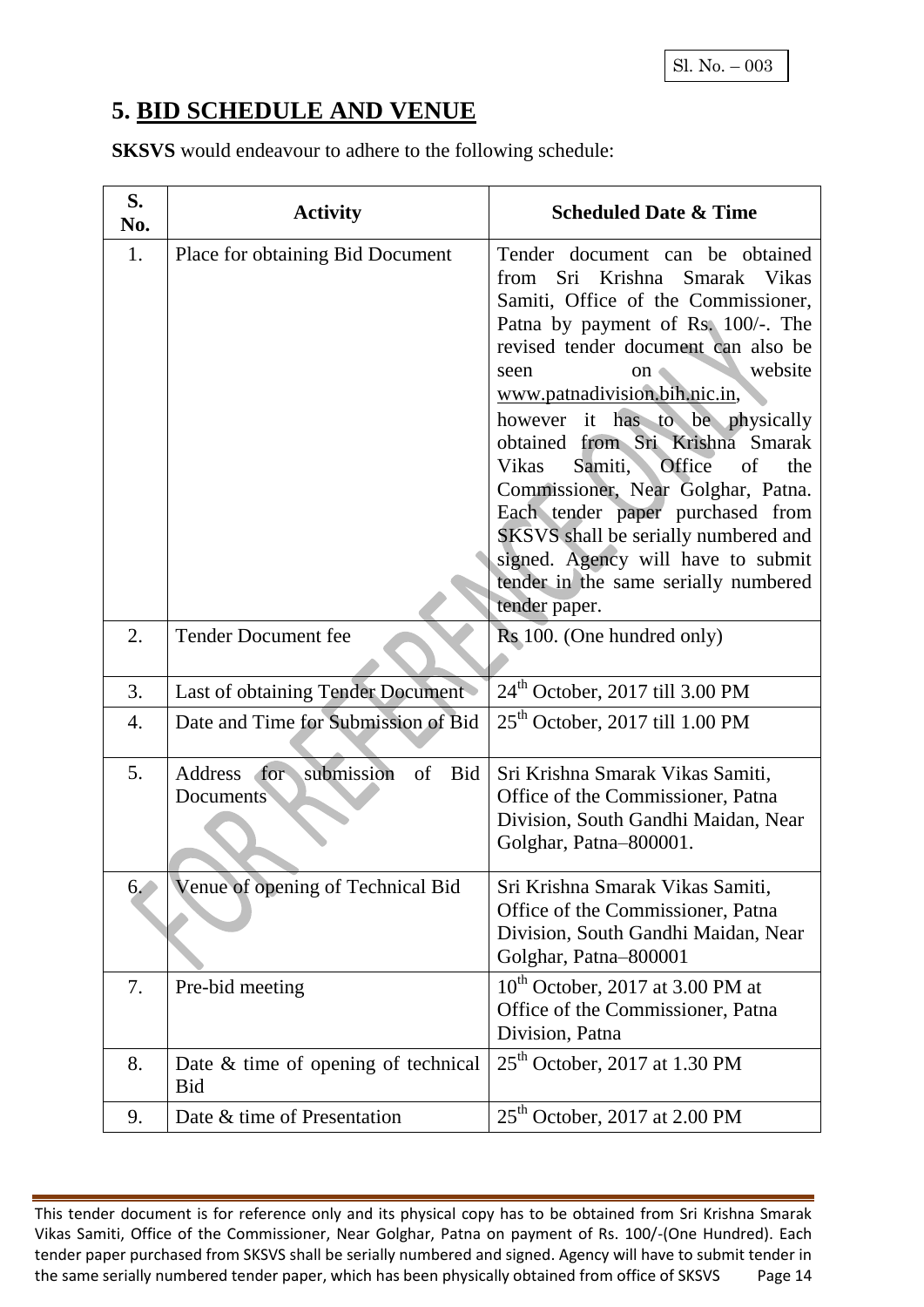Sl. No. – 003

# 5. BID SCHEDULE AND VENUE

**SKSVS** would endeavour to adhere to the following schedule:

| S. No. | Activity | Scheduled Date & Time |
|---|---|---|
| 1. | Place for obtaining Bid Document | Tender document can be obtained from Sri Krishna Smarak Vikas Samiti, Office of the Commissioner, Patna by payment of Rs. 100/-. The revised tender document can also be seen on website www.patnadivision.bih.nic.in, however it has to be physically obtained from Sri Krishna Smarak Vikas Samiti, Office of the Commissioner, Near Golghar, Patna. Each tender paper purchased from SKSVS shall be serially numbered and signed. Agency will have to submit tender in the same serially numbered tender paper. |
| 2. | Tender Document fee | Rs 100. (One hundred only) |
| 3. | Last of obtaining Tender Document | 24th October, 2017 till 3.00 PM |
| 4. | Date and Time for Submission of Bid | 25th October, 2017 till 1.00 PM |
| 5. | Address for submission of Bid Documents | Sri Krishna Smarak Vikas Samiti, Office of the Commissioner, Patna Division, South Gandhi Maidan, Near Golghar, Patna–800001. |
| 6. | Venue of opening of Technical Bid | Sri Krishna Smarak Vikas Samiti, Office of the Commissioner, Patna Division, South Gandhi Maidan, Near Golghar, Patna–800001 |
| 7. | Pre-bid meeting | 10th October, 2017 at 3.00 PM at Office of the Commissioner, Patna Division, Patna |
| 8. | Date & time of opening of technical Bid | 25th October, 2017 at 1.30 PM |
| 9. | Date & time of Presentation | 25th October, 2017 at 2.00 PM |

This tender document is for reference only and its physical copy has to be obtained from Sri Krishna Smarak Vikas Samiti, Office of the Commissioner, Near Golghar, Patna on payment of Rs. 100/-(One Hundred). Each tender paper purchased from SKSVS shall be serially numbered and signed. Agency will have to submit tender in the same serially numbered tender paper, which has been physically obtained from office of SKSVS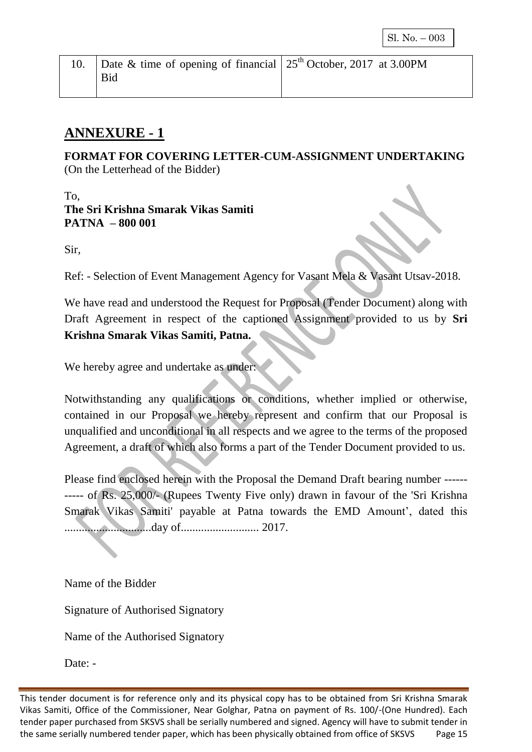| 10. | Date & time of opening of financial Bid | 25th October, 2017 at 3.00PM |
|---|---|---|

## ANNEXURE - 1

**FORMAT FOR COVERING LETTER-CUM-ASSIGNMENT UNDERTAKING**
(On the Letterhead of the Bidder)

To,
**The Sri Krishna Smarak Vikas Samiti**
**PATNA – 800 001**

Sir,

Ref: - Selection of Event Management Agency for Vasant Mela & Vasant Utsav-2018.

We have read and understood the Request for Proposal (Tender Document) along with Draft Agreement in respect of the captioned Assignment provided to us by **Sri Krishna Smarak Vikas Samiti, Patna.**

We hereby agree and undertake as under:

Notwithstanding any qualifications or conditions, whether implied or otherwise, contained in our Proposal we hereby represent and confirm that our Proposal is unqualified and unconditional in all respects and we agree to the terms of the proposed Agreement, a draft of which also forms a part of the Tender Document provided to us.

Please find enclosed herein with the Proposal the Demand Draft bearing number ----------- of Rs. 25,000/- (Rupees Twenty Five only) drawn in favour of the 'Sri Krishna Smarak Vikas Samiti' payable at Patna towards the EMD Amount', dated this ..............................day of........................... 2017.

Name of the Bidder

Signature of Authorised Signatory

Name of the Authorised Signatory

Date: -

This tender document is for reference only and its physical copy has to be obtained from Sri Krishna Smarak Vikas Samiti, Office of the Commissioner, Near Golghar, Patna on payment of Rs. 100/-(One Hundred). Each tender paper purchased from SKSVS shall be serially numbered and signed. Agency will have to submit tender in the same serially numbered tender paper, which has been physically obtained from office of SKSVS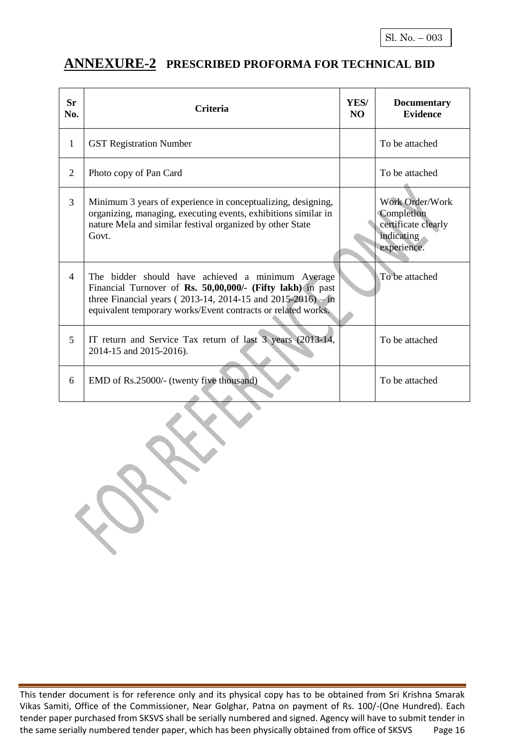Sl. No. – 003

## ANNEXURE-2 PRESCRIBED PROFORMA FOR TECHNICAL BID

| Sr No. | Criteria | YES/ NO | Documentary Evidence |
|---|---|---|---|
| 1 | GST Registration Number | | To be attached |
| 2 | Photo copy of Pan Card | | To be attached |
| 3 | Minimum 3 years of experience in conceptualizing, designing, organizing, managing, executing events, exhibitions similar in nature Mela and similar festival organized by other State Govt. | | Work Order/Work Completion certificate clearly indicating experience. |
| 4 | The bidder should have achieved a minimum Average Financial Turnover of **Rs. 50,00,000/- (Fifty lakh)** in past three Financial years ( 2013-14, 2014-15 and 2015-2016) – in equivalent temporary works/Event contracts or related works. | | To be attached |
| 5 | IT return and Service Tax return of last 3 years (2013-14, 2014-15 and 2015-2016). | | To be attached |
| 6 | EMD of Rs.25000/- (twenty five thousand) | | To be attached |

This tender document is for reference only and its physical copy has to be obtained from Sri Krishna Smarak Vikas Samiti, Office of the Commissioner, Near Golghar, Patna on payment of Rs. 100/-(One Hundred). Each tender paper purchased from SKSVS shall be serially numbered and signed. Agency will have to submit tender in the same serially numbered tender paper, which has been physically obtained from office of SKSVS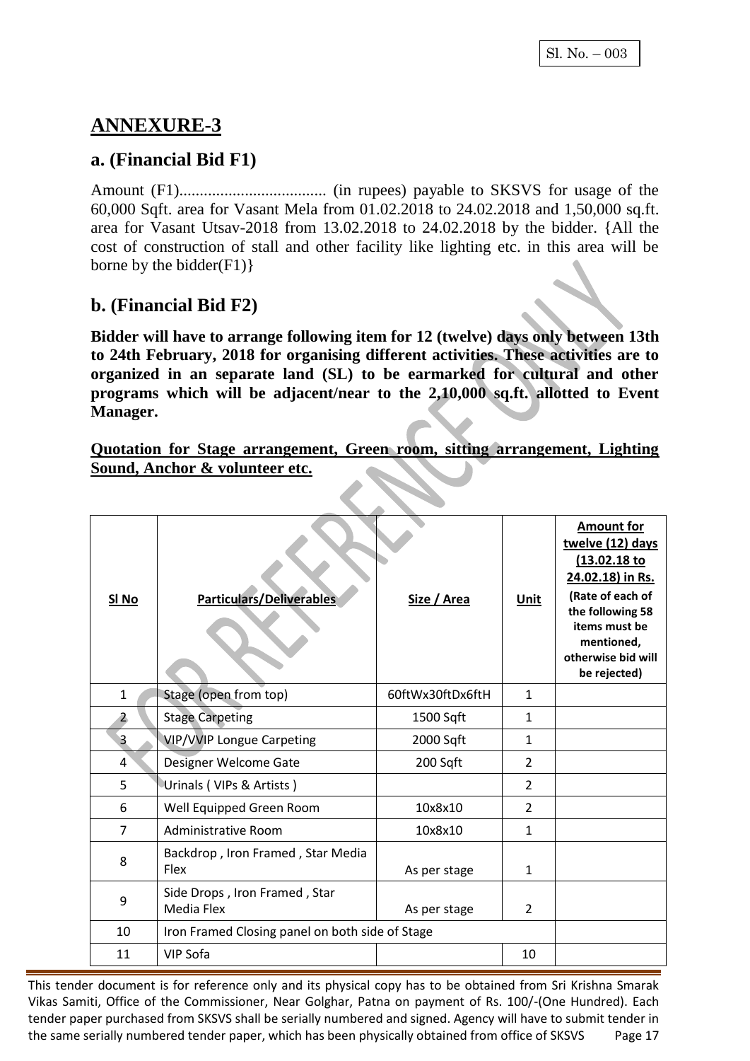Sl. No. – 003

## ANNEXURE-3

### a. (Financial Bid F1)

Amount (F1).................................... (in rupees) payable to SKSVS for usage of the 60,000 Sqft. area for Vasant Mela from 01.02.2018 to 24.02.2018 and 1,50,000 sq.ft. area for Vasant Utsav-2018 from 13.02.2018 to 24.02.2018 by the bidder. {All the cost of construction of stall and other facility like lighting etc. in this area will be borne by the bidder(F1)}

### b. (Financial Bid F2)

**Bidder will have to arrange following item for 12 (twelve) days only between 13th to 24th February, 2018 for organising different activities. These activities are to organized in an separate land (SL) to be earmarked for cultural and other programs which will be adjacent/near to the 2,10,000 sq.ft. allotted to Event Manager.**

**Quotation for Stage arrangement, Green room, sitting arrangement, Lighting Sound, Anchor & volunteer etc.**

| Sl No | Particulars/Deliverables | Size / Area | Unit | Amount for twelve (12) days (13.02.18 to 24.02.18) in Rs. (Rate of each of the following 58 items must be mentioned, otherwise bid will be rejected) |
|---|---|---|---|---|
| 1 | Stage (open from top) | 60ftWx30ftDx6ftH | 1 | |
| 2 | Stage Carpeting | 1500 Sqft | 1 | |
| 3 | VIP/VVIP Longue Carpeting | 2000 Sqft | 1 | |
| 4 | Designer Welcome Gate | 200 Sqft | 2 | |
| 5 | Urinals ( VIPs & Artists ) | | 2 | |
| 6 | Well Equipped Green Room | 10x8x10 | 2 | |
| 7 | Administrative Room | 10x8x10 | 1 | |
| 8 | Backdrop , Iron Framed , Star Media Flex | As per stage | 1 | |
| 9 | Side Drops , Iron Framed , Star Media Flex | As per stage | 2 | |
| 10 | Iron Framed Closing panel on both side of Stage | | | |
| 11 | VIP Sofa | | 10 | |

This tender document is for reference only and its physical copy has to be obtained from Sri Krishna Smarak Vikas Samiti, Office of the Commissioner, Near Golghar, Patna on payment of Rs. 100/-(One Hundred). Each tender paper purchased from SKSVS shall be serially numbered and signed. Agency will have to submit tender in the same serially numbered tender paper, which has been physically obtained from office of SKSVS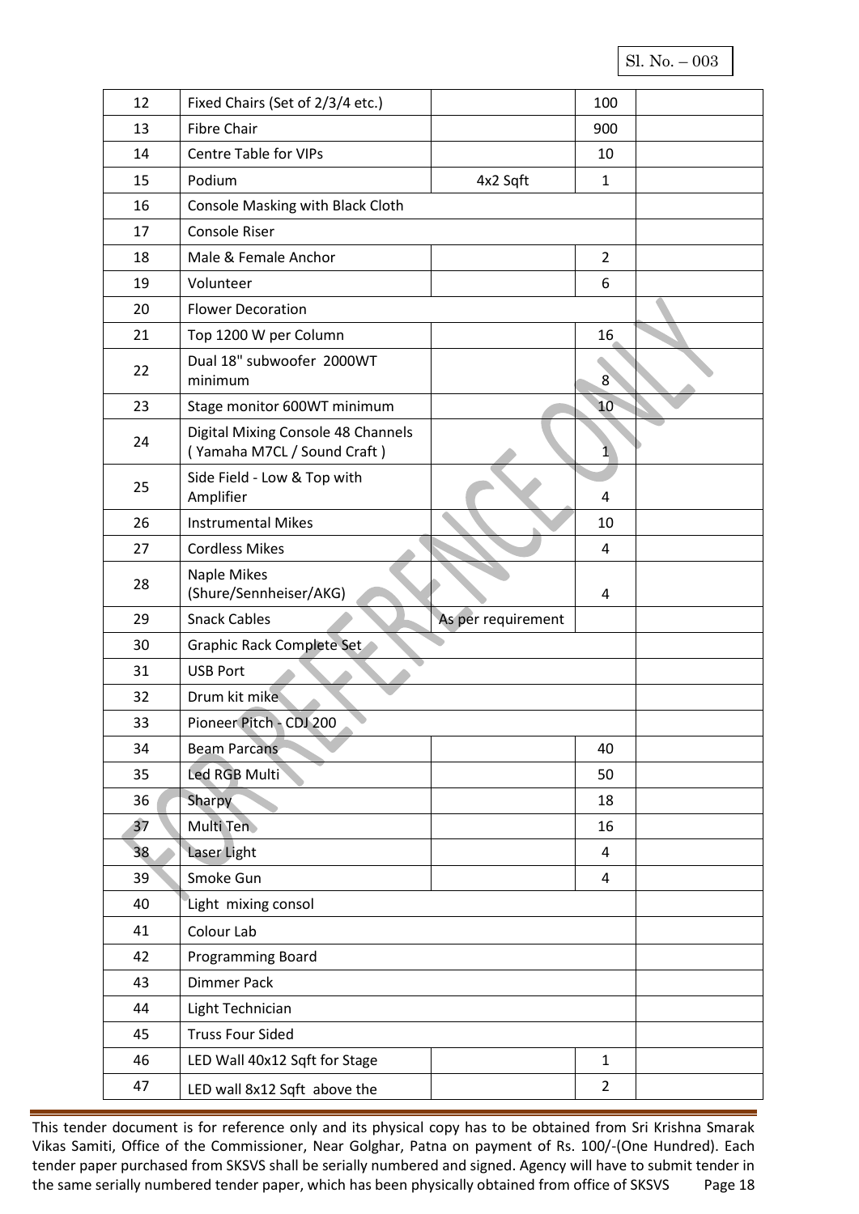Sl. No. – 003

| 12 | Fixed Chairs (Set of 2/3/4 etc.) | | 100 | |
|---|---|---|---|---|
| 13 | Fibre Chair | | 900 | |
| 14 | Centre Table for VIPs | | 10 | |
| 15 | Podium | 4x2 Sqft | 1 | |
| 16 | Console Masking with Black Cloth | | | |
| 17 | Console Riser | | | |
| 18 | Male & Female Anchor | | 2 | |
| 19 | Volunteer | | 6 | |
| 20 | Flower Decoration | | | |
| 21 | Top 1200 W per Column | | 16 | |
| 22 | Dual 18" subwoofer 2000WT minimum | | 8 | |
| 23 | Stage monitor 600WT minimum | | 10 | |
| 24 | Digital Mixing Console 48 Channels ( Yamaha M7CL / Sound Craft ) | | 1 | |
| 25 | Side Field - Low & Top with Amplifier | | 4 | |
| 26 | Instrumental Mikes | | 10 | |
| 27 | Cordless Mikes | | 4 | |
| 28 | Naple Mikes (Shure/Sennheiser/AKG) | | 4 | |
| 29 | Snack Cables | As per requirement | | |
| 30 | Graphic Rack Complete Set | | | |
| 31 | USB Port | | | |
| 32 | Drum kit mike | | | |
| 33 | Pioneer Pitch - CDJ 200 | | | |
| 34 | Beam Parcans | | 40 | |
| 35 | Led RGB Multi | | 50 | |
| 36 | Sharpy | | 18 | |
| 37 | Multi Ten | | 16 | |
| 38 | Laser Light | | 4 | |
| 39 | Smoke Gun | | 4 | |
| 40 | Light mixing consol | | | |
| 41 | Colour Lab | | | |
| 42 | Programming Board | | | |
| 43 | Dimmer Pack | | | |
| 44 | Light Technician | | | |
| 45 | Truss Four Sided | | | |
| 46 | LED Wall 40x12 Sqft for Stage | | 1 | |
| 47 | LED wall 8x12 Sqft above the | | 2 | |

This tender document is for reference only and its physical copy has to be obtained from Sri Krishna Smarak Vikas Samiti, Office of the Commissioner, Near Golghar, Patna on payment of Rs. 100/-(One Hundred). Each tender paper purchased from SKSVS shall be serially numbered and signed. Agency will have to submit tender in the same serially numbered tender paper, which has been physically obtained from office of SKSVS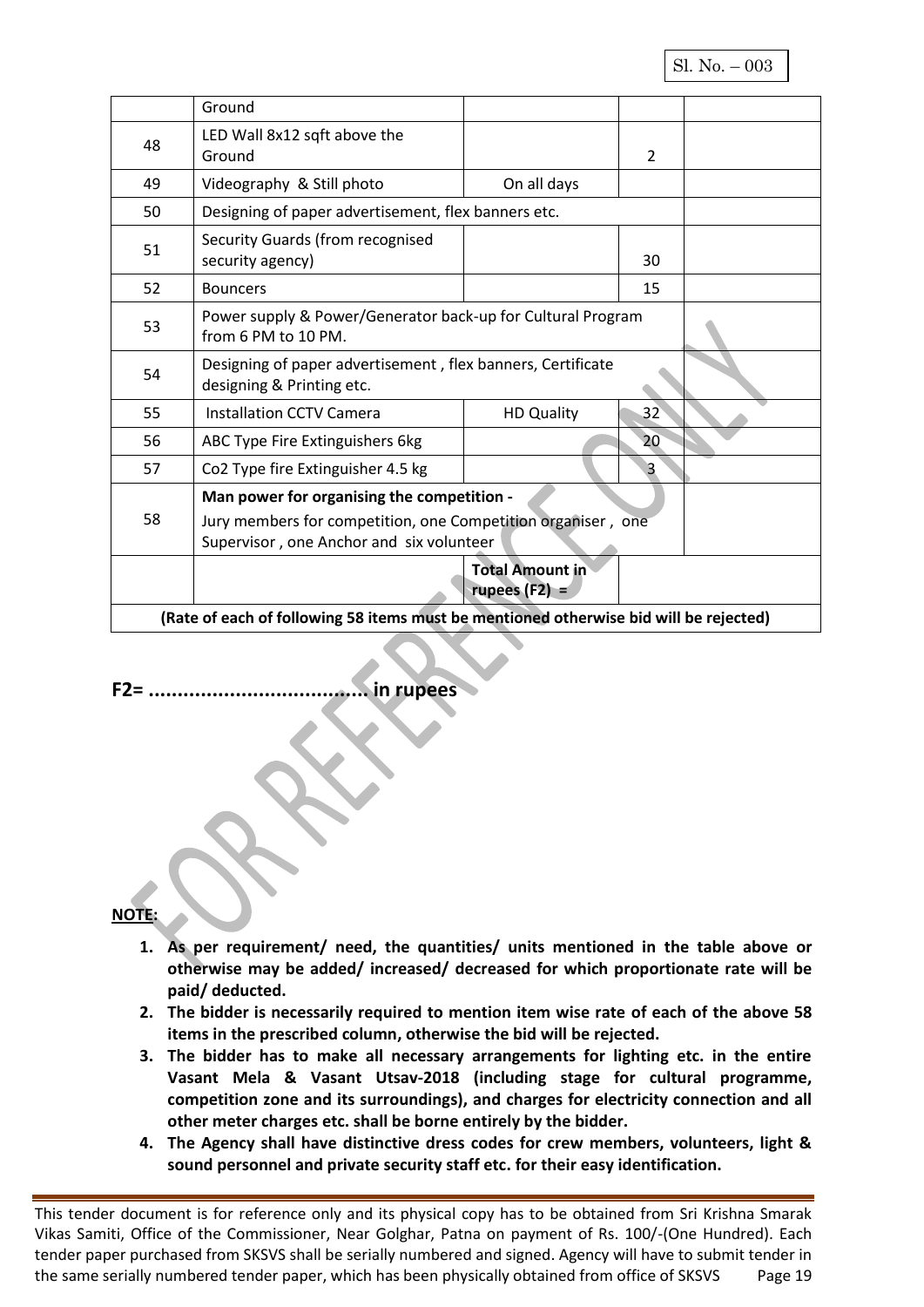| | | | | |
|---|---|---|---|---|
| | Ground | | | |
| 48 | LED Wall 8x12 sqft above the Ground | | 2 | |
| 49 | Videography & Still photo | On all days | | |
| 50 | Designing of paper advertisement, flex banners etc. | | | |
| 51 | Security Guards (from recognised security agency) | | 30 | |
| 52 | Bouncers | | 15 | |
| 53 | Power supply & Power/Generator back-up for Cultural Program from 6 PM to 10 PM. | | | |
| 54 | Designing of paper advertisement , flex banners, Certificate designing & Printing etc. | | | |
| 55 | Installation CCTV Camera | HD Quality | 32 | |
| 56 | ABC Type Fire Extinguishers 6kg | | 20 | |
| 57 | Co2 Type fire Extinguisher 4.5 kg | | 3 | |
| 58 | **Man power for organising the competition -** Jury members for competition, one Competition organiser , one Supervisor , one Anchor and six volunteer | | | |
| | | **Total Amount in rupees (F2) =** | | |
| **(Rate of each of following 58 items must be mentioned otherwise bid will be rejected)** | | | | |

**F2= ..................................... in rupees**

**NOTE:**

1. **As per requirement/ need, the quantities/ units mentioned in the table above or otherwise may be added/ increased/ decreased for which proportionate rate will be paid/ deducted.**
2. **The bidder is necessarily required to mention item wise rate of each of the above 58 items in the prescribed column, otherwise the bid will be rejected.**
3. **The bidder has to make all necessary arrangements for lighting etc. in the entire Vasant Mela & Vasant Utsav-2018 (including stage for cultural programme, competition zone and its surroundings), and charges for electricity connection and all other meter charges etc. shall be borne entirely by the bidder.**
4. **The Agency shall have distinctive dress codes for crew members, volunteers, light & sound personnel and private security staff etc. for their easy identification.**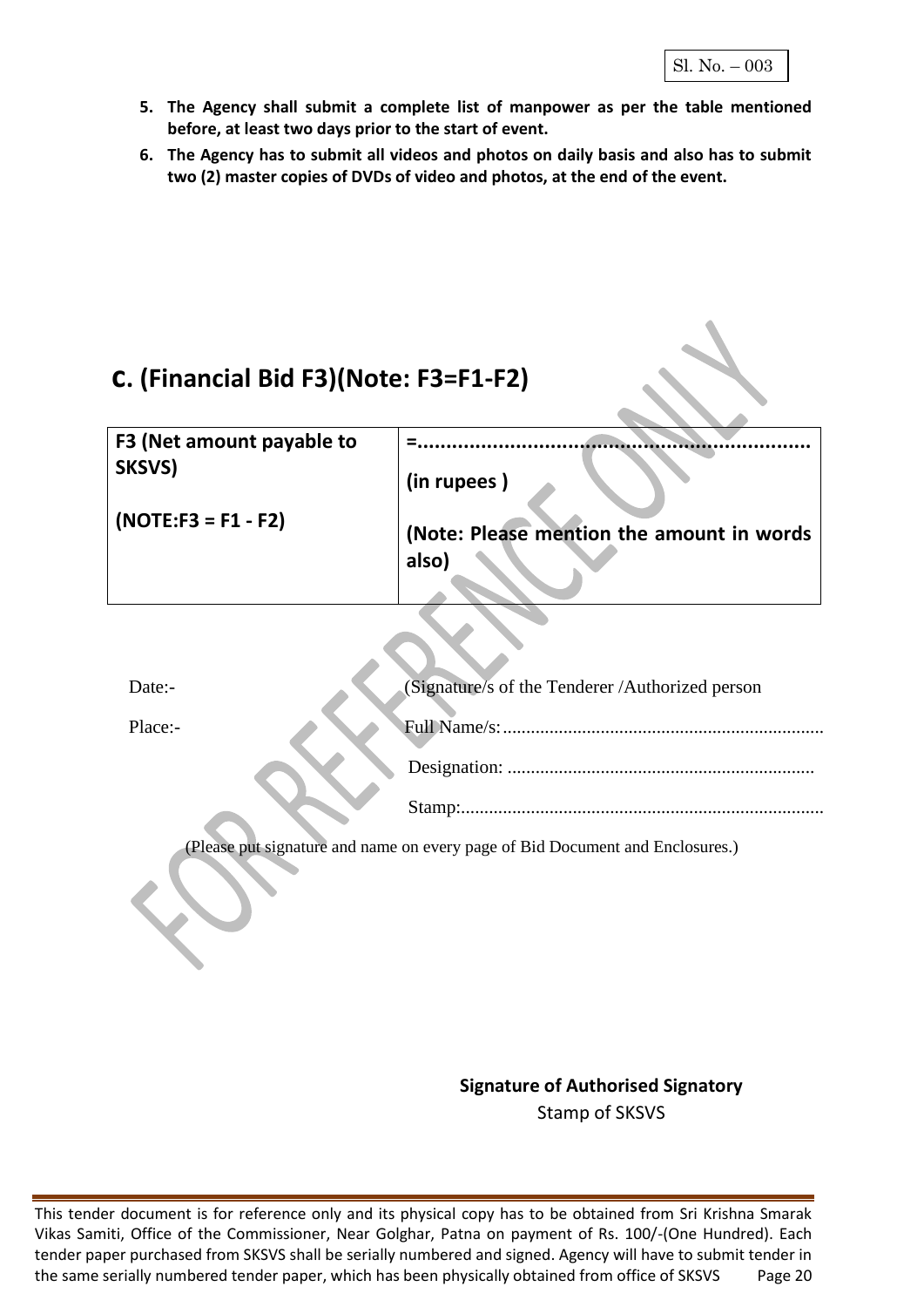Sl. No. – 003

5. **The Agency shall submit a complete list of manpower as per the table mentioned before, at least two days prior to the start of event.**
6. **The Agency has to submit all videos and photos on daily basis and also has to submit two (2) master copies of DVDs of video and photos, at the end of the event.**

## c. (Financial Bid F3)(Note: F3=F1-F2)

| | |
|---|---|
| **F3 (Net amount payable to SKSVS)**<br><br>**(NOTE:F3 = F1 - F2)** | **=.................................................................**<br>**(in rupees )**<br><br>**(Note: Please mention the amount in words also)** |

Date:- (Signature/s of the Tenderer /Authorized person

Place:- Full Name/s:.....................................................................

Designation: .................................................................

Stamp:.............................................................................

(Please put signature and name on every page of Bid Document and Enclosures.)

**Signature of Authorised Signatory**

Stamp of SKSVS

This tender document is for reference only and its physical copy has to be obtained from Sri Krishna Smarak Vikas Samiti, Office of the Commissioner, Near Golghar, Patna on payment of Rs. 100/-(One Hundred). Each tender paper purchased from SKSVS shall be serially numbered and signed. Agency will have to submit tender in the same serially numbered tender paper, which has been physically obtained from office of SKSVS